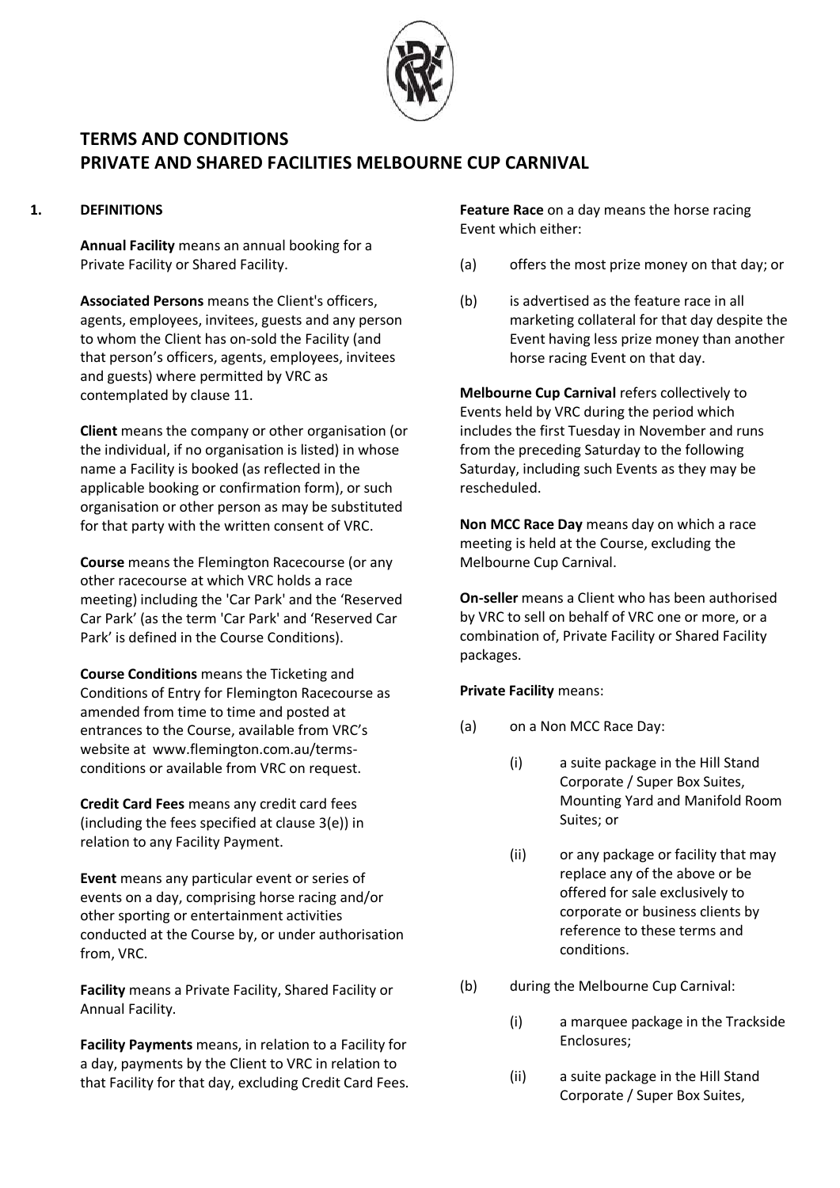# TERMS AND CONDITIONS
# PRIVATE AND SHARED FACILITIES MELBOURNE CUP CARNIVAL

## 1. DEFINITIONS

**Annual Facility** means an annual booking for a Private Facility or Shared Facility.

**Associated Persons** means the Client's officers, agents, employees, invitees, guests and any person to whom the Client has on-sold the Facility (and that person's officers, agents, employees, invitees and guests) where permitted by VRC as contemplated by clause 11.

**Client** means the company or other organisation (or the individual, if no organisation is listed) in whose name a Facility is booked (as reflected in the applicable booking or confirmation form), or such organisation or other person as may be substituted for that party with the written consent of VRC.

**Course** means the Flemington Racecourse (or any other racecourse at which VRC holds a race meeting) including the 'Car Park' and the 'Reserved Car Park' (as the term 'Car Park' and 'Reserved Car Park' is defined in the Course Conditions).

**Course Conditions** means the Ticketing and Conditions of Entry for Flemington Racecourse as amended from time to time and posted at entrances to the Course, available from VRC's website at www.flemington.com.au/terms-conditions or available from VRC on request.

**Credit Card Fees** means any credit card fees (including the fees specified at clause 3(e)) in relation to any Facility Payment.

**Event** means any particular event or series of events on a day, comprising horse racing and/or other sporting or entertainment activities conducted at the Course by, or under authorisation from, VRC.

**Facility** means a Private Facility, Shared Facility or Annual Facility.

**Facility Payments** means, in relation to a Facility for a day, payments by the Client to VRC in relation to that Facility for that day, excluding Credit Card Fees.

**Feature Race** on a day means the horse racing Event which either:

(a) offers the most prize money on that day; or

(b) is advertised as the feature race in all marketing collateral for that day despite the Event having less prize money than another horse racing Event on that day.

**Melbourne Cup Carnival** refers collectively to Events held by VRC during the period which includes the first Tuesday in November and runs from the preceding Saturday to the following Saturday, including such Events as they may be rescheduled.

**Non MCC Race Day** means day on which a race meeting is held at the Course, excluding the Melbourne Cup Carnival.

**On-seller** means a Client who has been authorised by VRC to sell on behalf of VRC one or more, or a combination of, Private Facility or Shared Facility packages.

**Private Facility** means:

(a) on a Non MCC Race Day:

 (i) a suite package in the Hill Stand Corporate / Super Box Suites, Mounting Yard and Manifold Room Suites; or

 (ii) or any package or facility that may replace any of the above or be offered for sale exclusively to corporate or business clients by reference to these terms and conditions.

(b) during the Melbourne Cup Carnival:

 (i) a marquee package in the Trackside Enclosures;

 (ii) a suite package in the Hill Stand Corporate / Super Box Suites,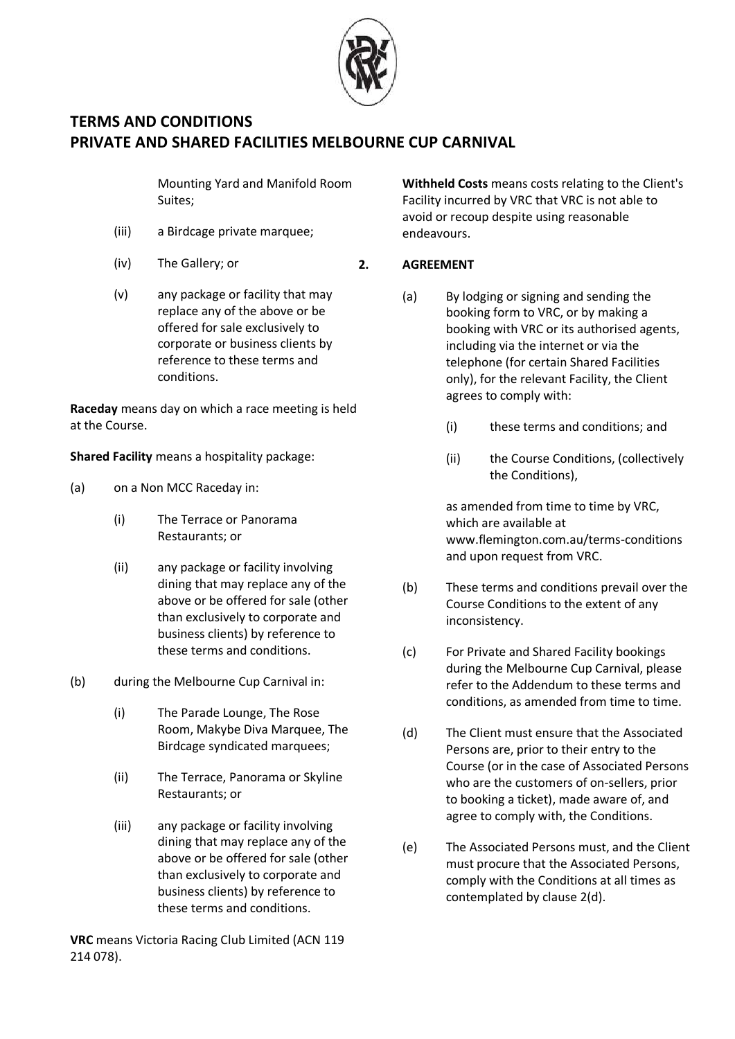# TERMS AND CONDITIONS
# PRIVATE AND SHARED FACILITIES MELBOURNE CUP CARNIVAL

Mounting Yard and Manifold Room Suites;

(iii) a Birdcage private marquee;

(iv) The Gallery; or

(v) any package or facility that may replace any of the above or be offered for sale exclusively to corporate or business clients by reference to these terms and conditions.

**Raceday** means day on which a race meeting is held at the Course.

**Shared Facility** means a hospitality package:

(a) on a Non MCC Raceday in:

(i) The Terrace or Panorama Restaurants; or

(ii) any package or facility involving dining that may replace any of the above or be offered for sale (other than exclusively to corporate and business clients) by reference to these terms and conditions.

(b) during the Melbourne Cup Carnival in:

(i) The Parade Lounge, The Rose Room, Makybe Diva Marquee, The Birdcage syndicated marquees;

(ii) The Terrace, Panorama or Skyline Restaurants; or

(iii) any package or facility involving dining that may replace any of the above or be offered for sale (other than exclusively to corporate and business clients) by reference to these terms and conditions.

**VRC** means Victoria Racing Club Limited (ACN 119 214 078).

**Withheld Costs** means costs relating to the Client's Facility incurred by VRC that VRC is not able to avoid or recoup despite using reasonable endeavours.

## 2. AGREEMENT

(a) By lodging or signing and sending the booking form to VRC, or by making a booking with VRC or its authorised agents, including via the internet or via the telephone (for certain Shared Facilities only), for the relevant Facility, the Client agrees to comply with:

(i) these terms and conditions; and

(ii) the Course Conditions, (collectively the Conditions),

as amended from time to time by VRC, which are available at www.flemington.com.au/terms-conditions and upon request from VRC.

(b) These terms and conditions prevail over the Course Conditions to the extent of any inconsistency.

(c) For Private and Shared Facility bookings during the Melbourne Cup Carnival, please refer to the Addendum to these terms and conditions, as amended from time to time.

(d) The Client must ensure that the Associated Persons are, prior to their entry to the Course (or in the case of Associated Persons who are the customers of on-sellers, prior to booking a ticket), made aware of, and agree to comply with, the Conditions.

(e) The Associated Persons must, and the Client must procure that the Associated Persons, comply with the Conditions at all times as contemplated by clause 2(d).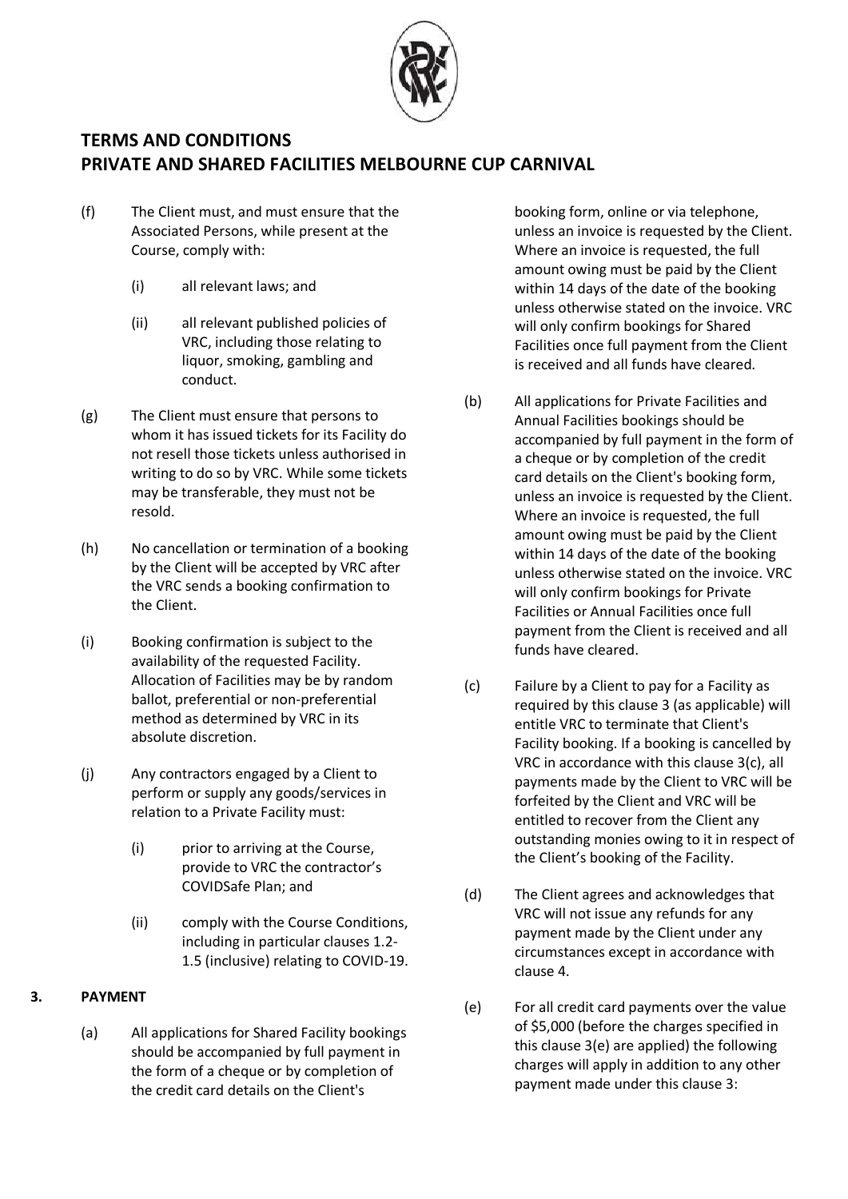# TERMS AND CONDITIONS
# PRIVATE AND SHARED FACILITIES MELBOURNE CUP CARNIVAL

(f) The Client must, and must ensure that the Associated Persons, while present at the Course, comply with:

   (i) all relevant laws; and

   (ii) all relevant published policies of VRC, including those relating to liquor, smoking, gambling and conduct.

(g) The Client must ensure that persons to whom it has issued tickets for its Facility do not resell those tickets unless authorised in writing to do so by VRC. While some tickets may be transferable, they must not be resold.

(h) No cancellation or termination of a booking by the Client will be accepted by VRC after the VRC sends a booking confirmation to the Client.

(i) Booking confirmation is subject to the availability of the requested Facility. Allocation of Facilities may be by random ballot, preferential or non-preferential method as determined by VRC in its absolute discretion.

(j) Any contractors engaged by a Client to perform or supply any goods/services in relation to a Private Facility must:

   (i) prior to arriving at the Course, provide to VRC the contractor's COVIDSafe Plan; and

   (ii) comply with the Course Conditions, including in particular clauses 1.2-1.5 (inclusive) relating to COVID-19.

**3. PAYMENT**

(a) All applications for Shared Facility bookings should be accompanied by full payment in the form of a cheque or by completion of the credit card details on the Client's booking form, online or via telephone, unless an invoice is requested by the Client. Where an invoice is requested, the full amount owing must be paid by the Client within 14 days of the date of the booking unless otherwise stated on the invoice. VRC will only confirm bookings for Shared Facilities once full payment from the Client is received and all funds have cleared.

(b) All applications for Private Facilities and Annual Facilities bookings should be accompanied by full payment in the form of a cheque or by completion of the credit card details on the Client's booking form, unless an invoice is requested by the Client. Where an invoice is requested, the full amount owing must be paid by the Client within 14 days of the date of the booking unless otherwise stated on the invoice. VRC will only confirm bookings for Private Facilities or Annual Facilities once full payment from the Client is received and all funds have cleared.

(c) Failure by a Client to pay for a Facility as required by this clause 3 (as applicable) will entitle VRC to terminate that Client's Facility booking. If a booking is cancelled by VRC in accordance with this clause 3(c), all payments made by the Client to VRC will be forfeited by the Client and VRC will be entitled to recover from the Client any outstanding monies owing to it in respect of the Client's booking of the Facility.

(d) The Client agrees and acknowledges that VRC will not issue any refunds for any payment made by the Client under any circumstances except in accordance with clause 4.

(e) For all credit card payments over the value of $5,000 (before the charges specified in this clause 3(e) are applied) the following charges will apply in addition to any other payment made under this clause 3: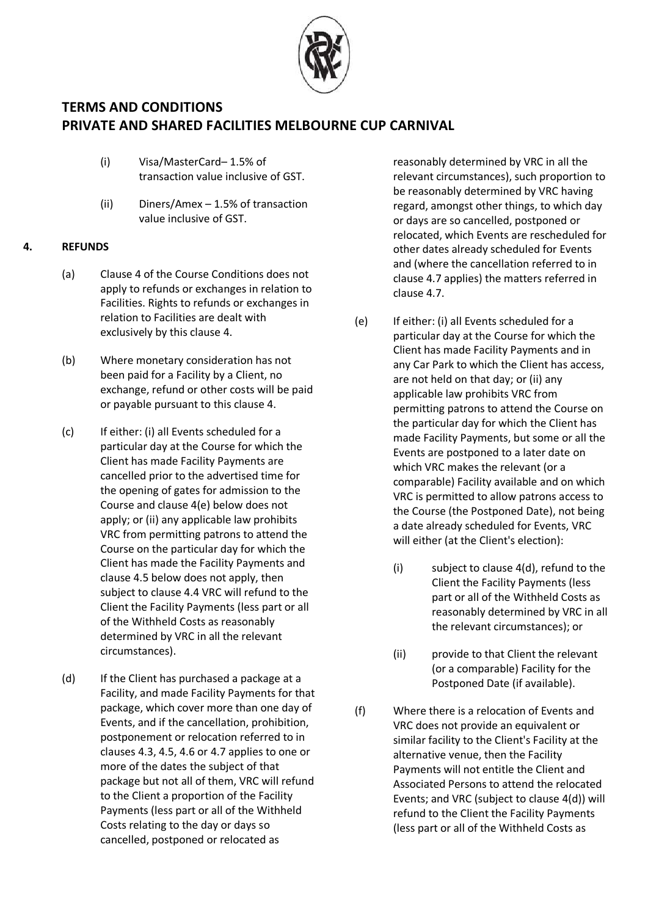# TERMS AND CONDITIONS
# PRIVATE AND SHARED FACILITIES MELBOURNE CUP CARNIVAL

(i) Visa/MasterCard– 1.5% of transaction value inclusive of GST.

(ii) Diners/Amex – 1.5% of transaction value inclusive of GST.

## 4. REFUNDS

(a) Clause 4 of the Course Conditions does not apply to refunds or exchanges in relation to Facilities. Rights to refunds or exchanges in relation to Facilities are dealt with exclusively by this clause 4.

(b) Where monetary consideration has not been paid for a Facility by a Client, no exchange, refund or other costs will be paid or payable pursuant to this clause 4.

(c) If either: (i) all Events scheduled for a particular day at the Course for which the Client has made Facility Payments are cancelled prior to the advertised time for the opening of gates for admission to the Course and clause 4(e) below does not apply; or (ii) any applicable law prohibits VRC from permitting patrons to attend the Course on the particular day for which the Client has made the Facility Payments and clause 4.5 below does not apply, then subject to clause 4.4 VRC will refund to the Client the Facility Payments (less part or all of the Withheld Costs as reasonably determined by VRC in all the relevant circumstances).

(d) If the Client has purchased a package at a Facility, and made Facility Payments for that package, which cover more than one day of Events, and if the cancellation, prohibition, postponement or relocation referred to in clauses 4.3, 4.5, 4.6 or 4.7 applies to one or more of the dates the subject of that package but not all of them, VRC will refund to the Client a proportion of the Facility Payments (less part or all of the Withheld Costs relating to the day or days so cancelled, postponed or relocated as reasonably determined by VRC in all the relevant circumstances), such proportion to be reasonably determined by VRC having regard, amongst other things, to which day or days are so cancelled, postponed or relocated, which Events are rescheduled for other dates already scheduled for Events and (where the cancellation referred to in clause 4.7 applies) the matters referred in clause 4.7.

(e) If either: (i) all Events scheduled for a particular day at the Course for which the Client has made Facility Payments and in any Car Park to which the Client has access, are not held on that day; or (ii) any applicable law prohibits VRC from permitting patrons to attend the Course on the particular day for which the Client has made Facility Payments, but some or all the Events are postponed to a later date on which VRC makes the relevant (or a comparable) Facility available and on which VRC is permitted to allow patrons access to the Course (the Postponed Date), not being a date already scheduled for Events, VRC will either (at the Client's election):

(i) subject to clause 4(d), refund to the Client the Facility Payments (less part or all of the Withheld Costs as reasonably determined by VRC in all the relevant circumstances); or

(ii) provide to that Client the relevant (or a comparable) Facility for the Postponed Date (if available).

(f) Where there is a relocation of Events and VRC does not provide an equivalent or similar facility to the Client's Facility at the alternative venue, then the Facility Payments will not entitle the Client and Associated Persons to attend the relocated Events; and VRC (subject to clause 4(d)) will refund to the Client the Facility Payments (less part or all of the Withheld Costs as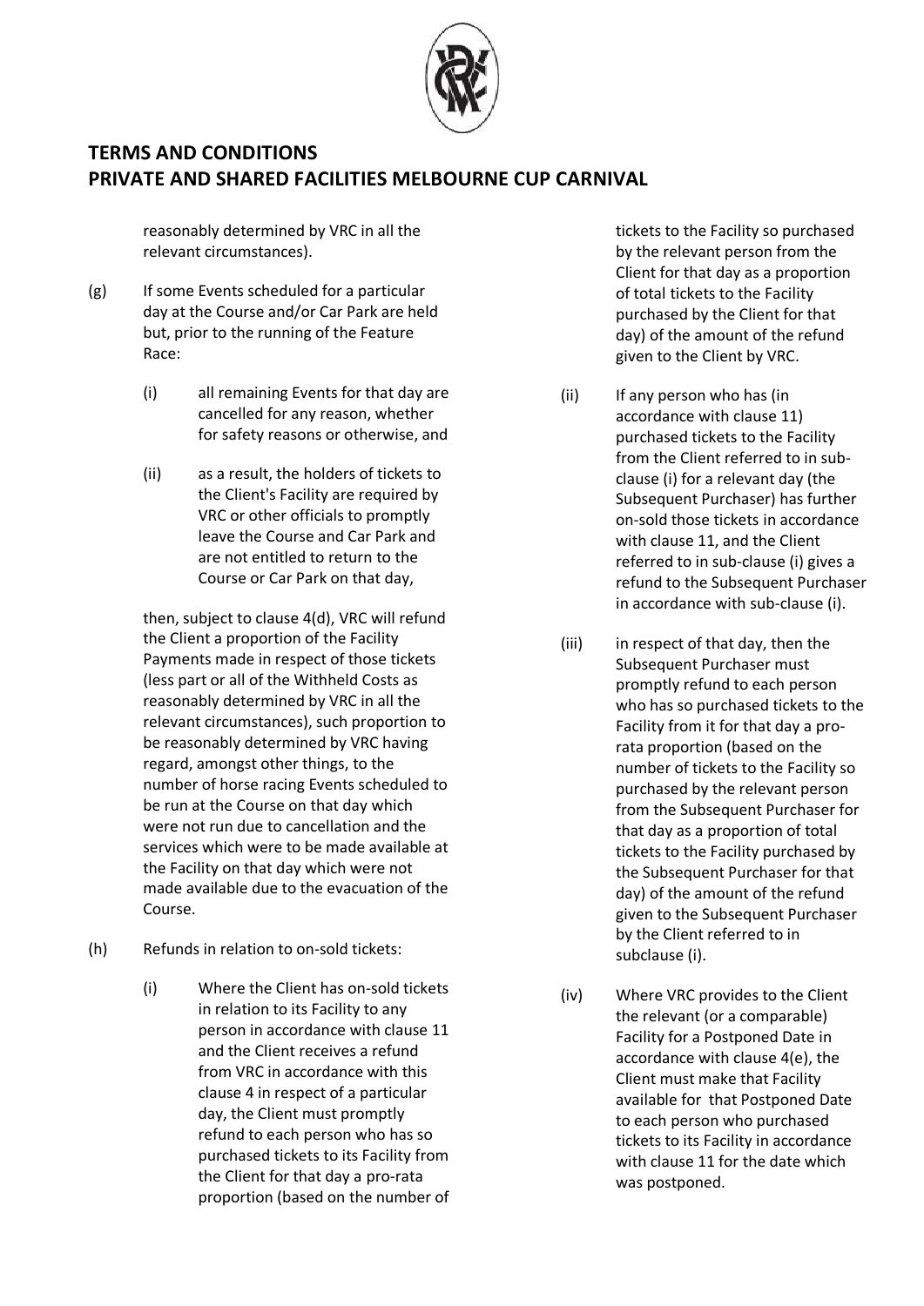reasonably determined by VRC in all the relevant circumstances).

(g) If some Events scheduled for a particular day at the Course and/or Car Park are held but, prior to the running of the Feature Race:

(i) all remaining Events for that day are cancelled for any reason, whether for safety reasons or otherwise, and

(ii) as a result, the holders of tickets to the Client's Facility are required by VRC or other officials to promptly leave the Course and Car Park and are not entitled to return to the Course or Car Park on that day,

then, subject to clause 4(d), VRC will refund the Client a proportion of the Facility Payments made in respect of those tickets (less part or all of the Withheld Costs as reasonably determined by VRC in all the relevant circumstances), such proportion to be reasonably determined by VRC having regard, amongst other things, to the number of horse racing Events scheduled to be run at the Course on that day which were not run due to cancellation and the services which were to be made available at the Facility on that day which were not made available due to the evacuation of the Course.

(h) Refunds in relation to on-sold tickets:

(i) Where the Client has on-sold tickets in relation to its Facility to any person in accordance with clause 11 and the Client receives a refund from VRC in accordance with this clause 4 in respect of a particular day, the Client must promptly refund to each person who has so purchased tickets to its Facility from the Client for that day a pro-rata proportion (based on the number of tickets to the Facility so purchased by the relevant person from the Client for that day as a proportion of total tickets to the Facility purchased by the Client for that day) of the amount of the refund given to the Client by VRC.

(ii) If any person who has (in accordance with clause 11) purchased tickets to the Facility from the Client referred to in sub-clause (i) for a relevant day (the Subsequent Purchaser) has further on-sold those tickets in accordance with clause 11, and the Client referred to in sub-clause (i) gives a refund to the Subsequent Purchaser in accordance with sub-clause (i).

(iii) in respect of that day, then the Subsequent Purchaser must promptly refund to each person who has so purchased tickets to the Facility from it for that day a pro-rata proportion (based on the number of tickets to the Facility so purchased by the relevant person from the Subsequent Purchaser for that day as a proportion of total tickets to the Facility purchased by the Subsequent Purchaser for that day) of the amount of the refund given to the Subsequent Purchaser by the Client referred to in subclause (i).

(iv) Where VRC provides to the Client the relevant (or a comparable) Facility for a Postponed Date in accordance with clause 4(e), the Client must make that Facility available for that Postponed Date to each person who purchased tickets to its Facility in accordance with clause 11 for the date which was postponed.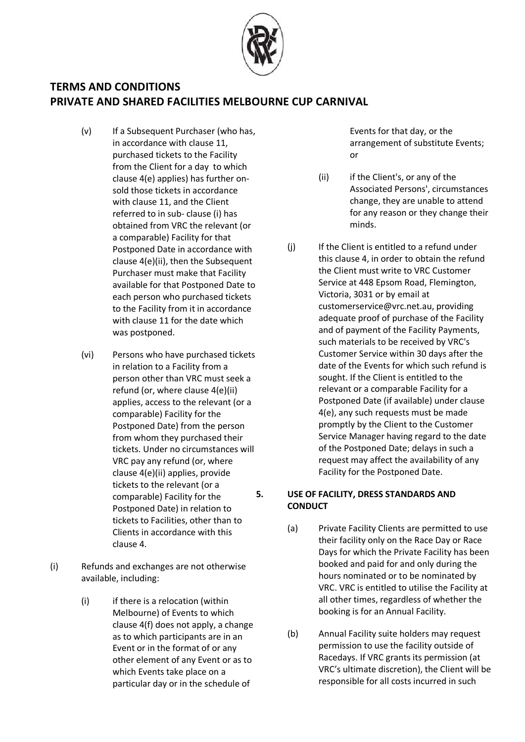# TERMS AND CONDITIONS
# PRIVATE AND SHARED FACILITIES MELBOURNE CUP CARNIVAL

(v) If a Subsequent Purchaser (who has, in accordance with clause 11, purchased tickets to the Facility from the Client for a day to which clause 4(e) applies) has further on-sold those tickets in accordance with clause 11, and the Client referred to in sub- clause (i) has obtained from VRC the relevant (or a comparable) Facility for that Postponed Date in accordance with clause 4(e)(ii), then the Subsequent Purchaser must make that Facility available for that Postponed Date to each person who purchased tickets to the Facility from it in accordance with clause 11 for the date which was postponed.

(vi) Persons who have purchased tickets in relation to a Facility from a person other than VRC must seek a refund (or, where clause 4(e)(ii) applies, access to the relevant (or a comparable) Facility for the Postponed Date) from the person from whom they purchased their tickets. Under no circumstances will VRC pay any refund (or, where clause 4(e)(ii) applies, provide tickets to the relevant (or a comparable) Facility for the Postponed Date) in relation to tickets to Facilities, other than to Clients in accordance with this clause 4.

(i) Refunds and exchanges are not otherwise available, including:

(i) if there is a relocation (within Melbourne) of Events to which clause 4(f) does not apply, a change as to which participants are in an Event or in the format of or any other element of any Event or as to which Events take place on a particular day or in the schedule of Events for that day, or the arrangement of substitute Events; or

(ii) if the Client's, or any of the Associated Persons', circumstances change, they are unable to attend for any reason or they change their minds.

(j) If the Client is entitled to a refund under this clause 4, in order to obtain the refund the Client must write to VRC Customer Service at 448 Epsom Road, Flemington, Victoria, 3031 or by email at customerservice@vrc.net.au, providing adequate proof of purchase of the Facility and of payment of the Facility Payments, such materials to be received by VRC's Customer Service within 30 days after the date of the Events for which such refund is sought. If the Client is entitled to the relevant or a comparable Facility for a Postponed Date (if available) under clause 4(e), any such requests must be made promptly by the Client to the Customer Service Manager having regard to the date of the Postponed Date; delays in such a request may affect the availability of any Facility for the Postponed Date.

## 5. USE OF FACILITY, DRESS STANDARDS AND CONDUCT

(a) Private Facility Clients are permitted to use their facility only on the Race Day or Race Days for which the Private Facility has been booked and paid for and only during the hours nominated or to be nominated by VRC. VRC is entitled to utilise the Facility at all other times, regardless of whether the booking is for an Annual Facility.

(b) Annual Facility suite holders may request permission to use the facility outside of Racedays. If VRC grants its permission (at VRC's ultimate discretion), the Client will be responsible for all costs incurred in such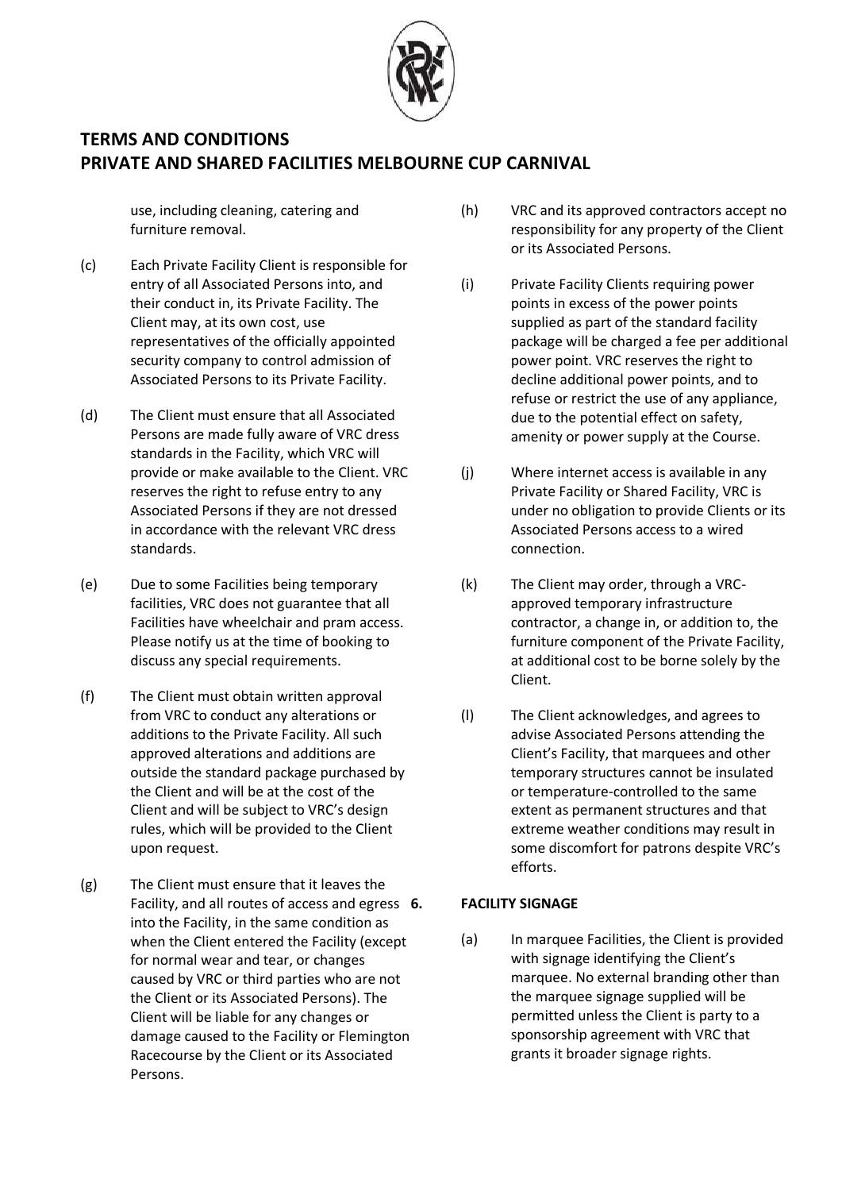use, including cleaning, catering and furniture removal.

(c) Each Private Facility Client is responsible for entry of all Associated Persons into, and their conduct in, its Private Facility. The Client may, at its own cost, use representatives of the officially appointed security company to control admission of Associated Persons to its Private Facility.

(d) The Client must ensure that all Associated Persons are made fully aware of VRC dress standards in the Facility, which VRC will provide or make available to the Client. VRC reserves the right to refuse entry to any Associated Persons if they are not dressed in accordance with the relevant VRC dress standards.

(e) Due to some Facilities being temporary facilities, VRC does not guarantee that all Facilities have wheelchair and pram access. Please notify us at the time of booking to discuss any special requirements.

(f) The Client must obtain written approval from VRC to conduct any alterations or additions to the Private Facility. All such approved alterations and additions are outside the standard package purchased by the Client and will be at the cost of the Client and will be subject to VRC's design rules, which will be provided to the Client upon request.

(g) The Client must ensure that it leaves the Facility, and all routes of access and egress into the Facility, in the same condition as when the Client entered the Facility (except for normal wear and tear, or changes caused by VRC or third parties who are not the Client or its Associated Persons). The Client will be liable for any changes or damage caused to the Facility or Flemington Racecourse by the Client or its Associated Persons.

(h) VRC and its approved contractors accept no responsibility for any property of the Client or its Associated Persons.

(i) Private Facility Clients requiring power points in excess of the power points supplied as part of the standard facility package will be charged a fee per additional power point. VRC reserves the right to decline additional power points, and to refuse or restrict the use of any appliance, due to the potential effect on safety, amenity or power supply at the Course.

(j) Where internet access is available in any Private Facility or Shared Facility, VRC is under no obligation to provide Clients or its Associated Persons access to a wired connection.

(k) The Client may order, through a VRC-approved temporary infrastructure contractor, a change in, or addition to, the furniture component of the Private Facility, at additional cost to be borne solely by the Client.

(l) The Client acknowledges, and agrees to advise Associated Persons attending the Client's Facility, that marquees and other temporary structures cannot be insulated or temperature-controlled to the same extent as permanent structures and that extreme weather conditions may result in some discomfort for patrons despite VRC's efforts.

**6. FACILITY SIGNAGE**

(a) In marquee Facilities, the Client is provided with signage identifying the Client's marquee. No external branding other than the marquee signage supplied will be permitted unless the Client is party to a sponsorship agreement with VRC that grants it broader signage rights.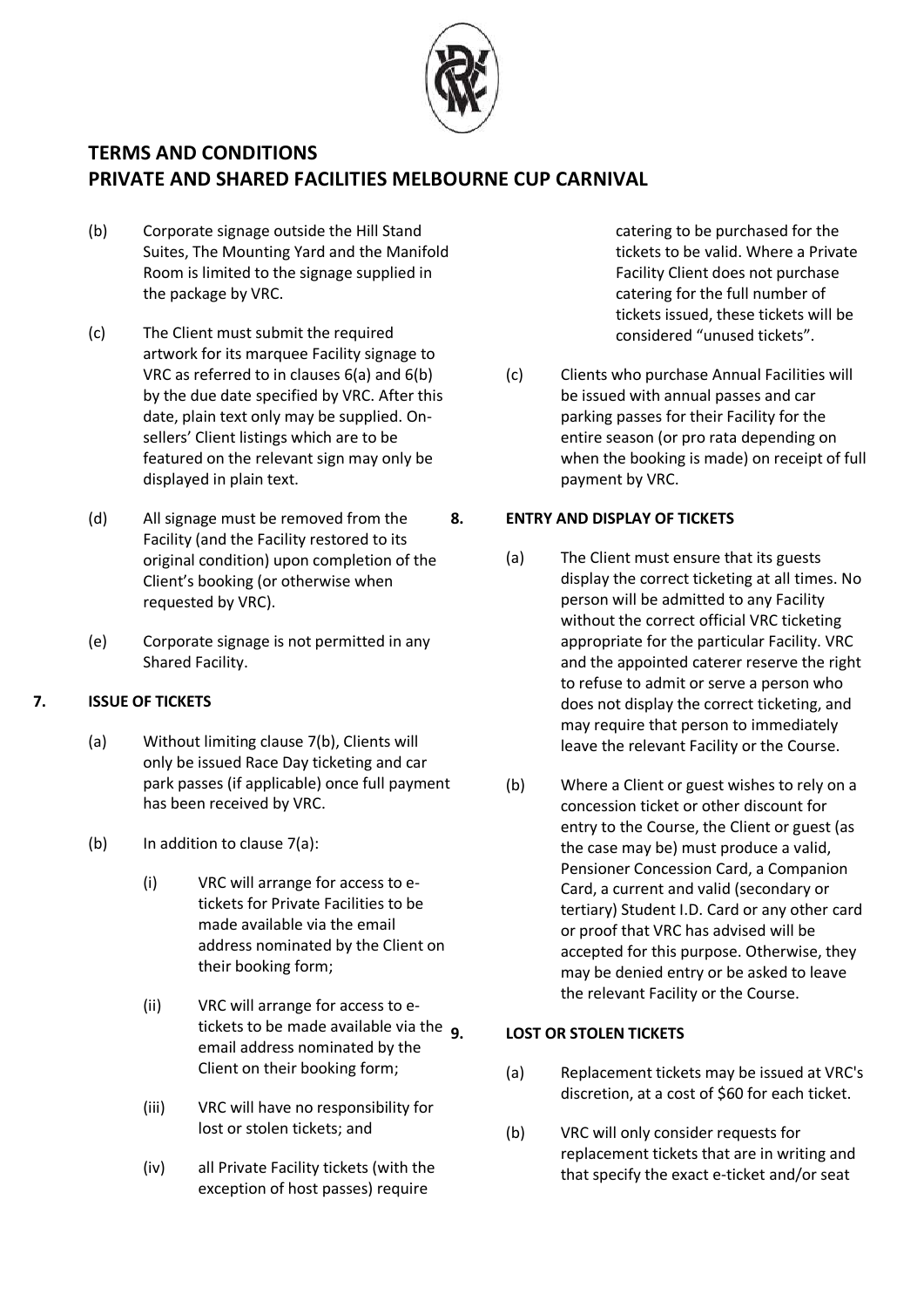# TERMS AND CONDITIONS
# PRIVATE AND SHARED FACILITIES MELBOURNE CUP CARNIVAL

(b) Corporate signage outside the Hill Stand Suites, The Mounting Yard and the Manifold Room is limited to the signage supplied in the package by VRC.

(c) The Client must submit the required artwork for its marquee Facility signage to VRC as referred to in clauses 6(a) and 6(b) by the due date specified by VRC. After this date, plain text only may be supplied. On-sellers' Client listings which are to be featured on the relevant sign may only be displayed in plain text.

(d) All signage must be removed from the Facility (and the Facility restored to its original condition) upon completion of the Client's booking (or otherwise when requested by VRC).

(e) Corporate signage is not permitted in any Shared Facility.

**7. ISSUE OF TICKETS**

(a) Without limiting clause 7(b), Clients will only be issued Race Day ticketing and car park passes (if applicable) once full payment has been received by VRC.

(b) In addition to clause 7(a):

(i) VRC will arrange for access to e-tickets for Private Facilities to be made available via the email address nominated by the Client on their booking form;

(ii) VRC will arrange for access to e-tickets to be made available via the email address nominated by the Client on their booking form;

(iii) VRC will have no responsibility for lost or stolen tickets; and

(iv) all Private Facility tickets (with the exception of host passes) require catering to be purchased for the tickets to be valid. Where a Private Facility Client does not purchase catering for the full number of tickets issued, these tickets will be considered "unused tickets".

(c) Clients who purchase Annual Facilities will be issued with annual passes and car parking passes for their Facility for the entire season (or pro rata depending on when the booking is made) on receipt of full payment by VRC.

**8. ENTRY AND DISPLAY OF TICKETS**

(a) The Client must ensure that its guests display the correct ticketing at all times. No person will be admitted to any Facility without the correct official VRC ticketing appropriate for the particular Facility. VRC and the appointed caterer reserve the right to refuse to admit or serve a person who does not display the correct ticketing, and may require that person to immediately leave the relevant Facility or the Course.

(b) Where a Client or guest wishes to rely on a concession ticket or other discount for entry to the Course, the Client or guest (as the case may be) must produce a valid, Pensioner Concession Card, a Companion Card, a current and valid (secondary or tertiary) Student I.D. Card or any other card or proof that VRC has advised will be accepted for this purpose. Otherwise, they may be denied entry or be asked to leave the relevant Facility or the Course.

**9. LOST OR STOLEN TICKETS**

(a) Replacement tickets may be issued at VRC's discretion, at a cost of $60 for each ticket.

(b) VRC will only consider requests for replacement tickets that are in writing and that specify the exact e-ticket and/or seat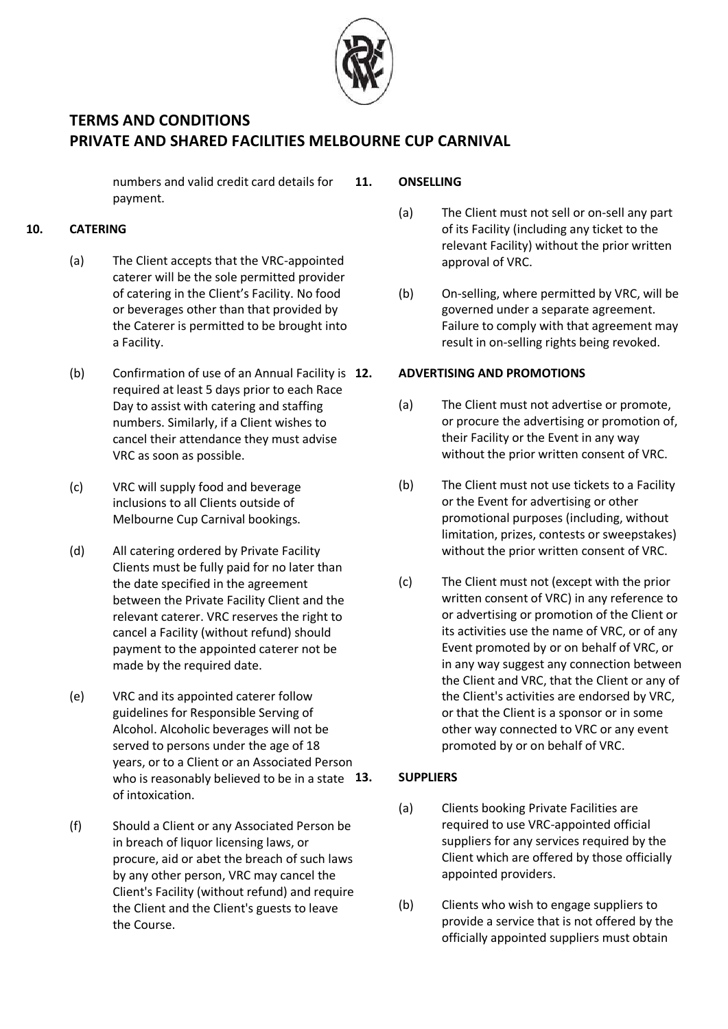numbers and valid credit card details for payment.

## 10. CATERING

(a) The Client accepts that the VRC-appointed caterer will be the sole permitted provider of catering in the Client's Facility. No food or beverages other than that provided by the Caterer is permitted to be brought into a Facility.

(b) Confirmation of use of an Annual Facility is required at least 5 days prior to each Race Day to assist with catering and staffing numbers. Similarly, if a Client wishes to cancel their attendance they must advise VRC as soon as possible.

(c) VRC will supply food and beverage inclusions to all Clients outside of Melbourne Cup Carnival bookings.

(d) All catering ordered by Private Facility Clients must be fully paid for no later than the date specified in the agreement between the Private Facility Client and the relevant caterer. VRC reserves the right to cancel a Facility (without refund) should payment to the appointed caterer not be made by the required date.

(e) VRC and its appointed caterer follow guidelines for Responsible Serving of Alcohol. Alcoholic beverages will not be served to persons under the age of 18 years, or to a Client or an Associated Person who is reasonably believed to be in a state of intoxication.

(f) Should a Client or any Associated Person be in breach of liquor licensing laws, or procure, aid or abet the breach of such laws by any other person, VRC may cancel the Client's Facility (without refund) and require the Client and the Client's guests to leave the Course.

## 11. ONSELLING

(a) The Client must not sell or on-sell any part of its Facility (including any ticket to the relevant Facility) without the prior written approval of VRC.

(b) On-selling, where permitted by VRC, will be governed under a separate agreement. Failure to comply with that agreement may result in on-selling rights being revoked.

## 12. ADVERTISING AND PROMOTIONS

(a) The Client must not advertise or promote, or procure the advertising or promotion of, their Facility or the Event in any way without the prior written consent of VRC.

(b) The Client must not use tickets to a Facility or the Event for advertising or other promotional purposes (including, without limitation, prizes, contests or sweepstakes) without the prior written consent of VRC.

(c) The Client must not (except with the prior written consent of VRC) in any reference to or advertising or promotion of the Client or its activities use the name of VRC, or of any Event promoted by or on behalf of VRC, or in any way suggest any connection between the Client and VRC, that the Client or any of the Client's activities are endorsed by VRC, or that the Client is a sponsor or in some other way connected to VRC or any event promoted by or on behalf of VRC.

## 13. SUPPLIERS

(a) Clients booking Private Facilities are required to use VRC-appointed official suppliers for any services required by the Client which are offered by those officially appointed providers.

(b) Clients who wish to engage suppliers to provide a service that is not offered by the officially appointed suppliers must obtain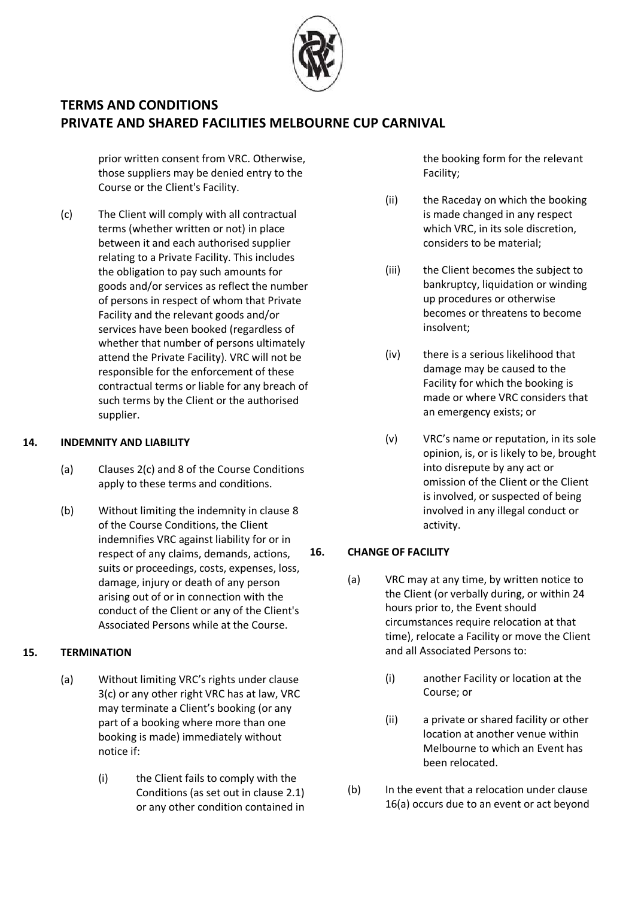prior written consent from VRC. Otherwise, those suppliers may be denied entry to the Course or the Client's Facility.

(c) The Client will comply with all contractual terms (whether written or not) in place between it and each authorised supplier relating to a Private Facility. This includes the obligation to pay such amounts for goods and/or services as reflect the number of persons in respect of whom that Private Facility and the relevant goods and/or services have been booked (regardless of whether that number of persons ultimately attend the Private Facility). VRC will not be responsible for the enforcement of these contractual terms or liable for any breach of such terms by the Client or the authorised supplier.

## 14. INDEMNITY AND LIABILITY

(a) Clauses 2(c) and 8 of the Course Conditions apply to these terms and conditions.

(b) Without limiting the indemnity in clause 8 of the Course Conditions, the Client indemnifies VRC against liability for or in respect of any claims, demands, actions, suits or proceedings, costs, expenses, loss, damage, injury or death of any person arising out of or in connection with the conduct of the Client or any of the Client's Associated Persons while at the Course.

## 15. TERMINATION

(a) Without limiting VRC's rights under clause 3(c) or any other right VRC has at law, VRC may terminate a Client's booking (or any part of a booking where more than one booking is made) immediately without notice if:

(i) the Client fails to comply with the Conditions (as set out in clause 2.1) or any other condition contained in the booking form for the relevant Facility;

(ii) the Raceday on which the booking is made changed in any respect which VRC, in its sole discretion, considers to be material;

(iii) the Client becomes the subject to bankruptcy, liquidation or winding up procedures or otherwise becomes or threatens to become insolvent;

(iv) there is a serious likelihood that damage may be caused to the Facility for which the booking is made or where VRC considers that an emergency exists; or

(v) VRC's name or reputation, in its sole opinion, is, or is likely to be, brought into disrepute by any act or omission of the Client or the Client is involved, or suspected of being involved in any illegal conduct or activity.

## 16. CHANGE OF FACILITY

(a) VRC may at any time, by written notice to the Client (or verbally during, or within 24 hours prior to, the Event should circumstances require relocation at that time), relocate a Facility or move the Client and all Associated Persons to:

(i) another Facility or location at the Course; or

(ii) a private or shared facility or other location at another venue within Melbourne to which an Event has been relocated.

(b) In the event that a relocation under clause 16(a) occurs due to an event or act beyond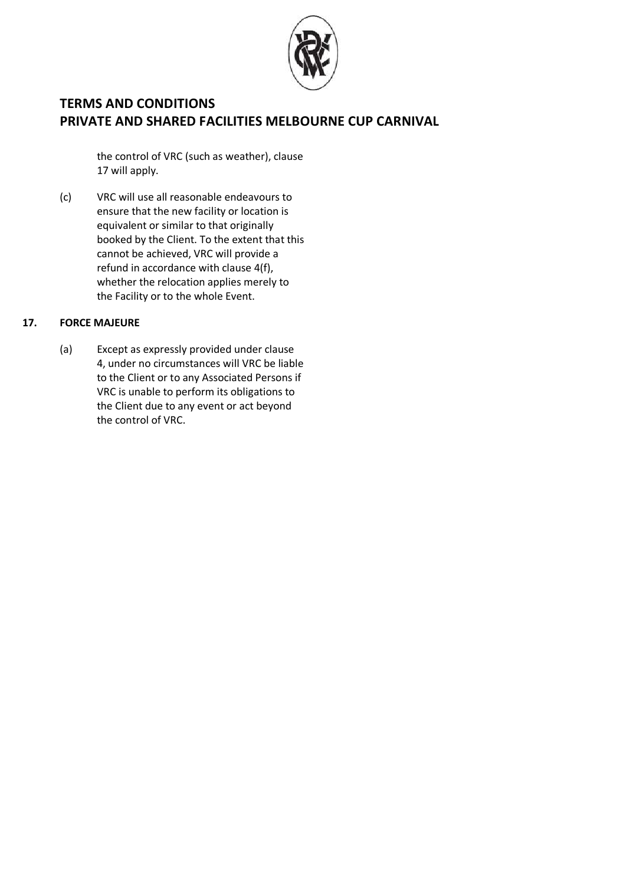the control of VRC (such as weather), clause 17 will apply.

(c) VRC will use all reasonable endeavours to ensure that the new facility or location is equivalent or similar to that originally booked by the Client. To the extent that this cannot be achieved, VRC will provide a refund in accordance with clause 4(f), whether the relocation applies merely to the Facility or to the whole Event.

## 17. FORCE MAJEURE

(a) Except as expressly provided under clause 4, under no circumstances will VRC be liable to the Client or to any Associated Persons if VRC is unable to perform its obligations to the Client due to any event or act beyond the control of VRC.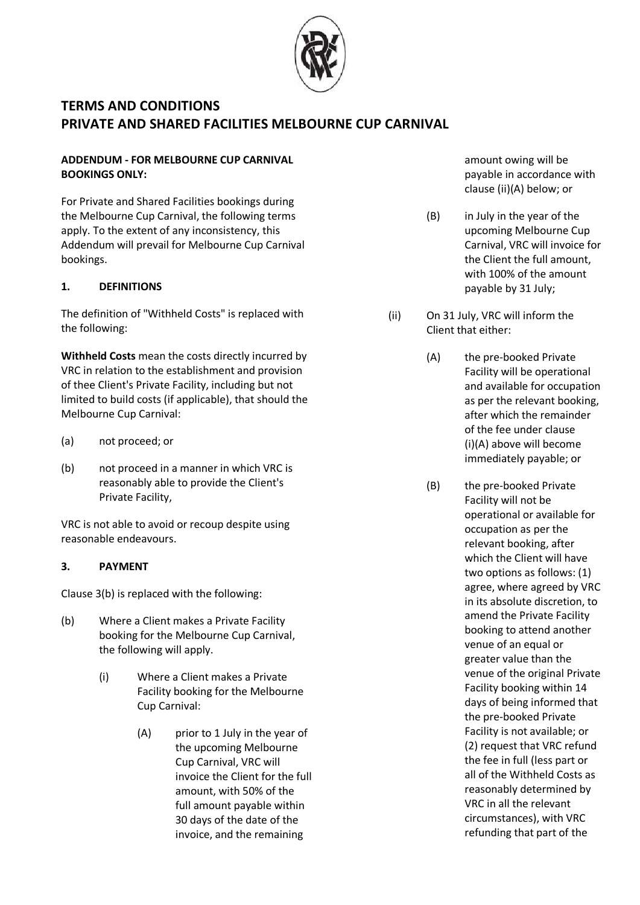# TERMS AND CONDITIONS
# PRIVATE AND SHARED FACILITIES MELBOURNE CUP CARNIVAL

**ADDENDUM - FOR MELBOURNE CUP CARNIVAL BOOKINGS ONLY:**

For Private and Shared Facilities bookings during the Melbourne Cup Carnival, the following terms apply. To the extent of any inconsistency, this Addendum will prevail for Melbourne Cup Carnival bookings.

## 1. DEFINITIONS

The definition of "Withheld Costs" is replaced with the following:

**Withheld Costs** mean the costs directly incurred by VRC in relation to the establishment and provision of thee Client's Private Facility, including but not limited to build costs (if applicable), that should the Melbourne Cup Carnival:

(a) not proceed; or

(b) not proceed in a manner in which VRC is reasonably able to provide the Client's Private Facility,

VRC is not able to avoid or recoup despite using reasonable endeavours.

## 3. PAYMENT

Clause 3(b) is replaced with the following:

(b) Where a Client makes a Private Facility booking for the Melbourne Cup Carnival, the following will apply.

(i) Where a Client makes a Private Facility booking for the Melbourne Cup Carnival:

(A) prior to 1 July in the year of the upcoming Melbourne Cup Carnival, VRC will invoice the Client for the full amount, with 50% of the full amount payable within 30 days of the date of the invoice, and the remaining amount owing will be payable in accordance with clause (ii)(A) below; or

(B) in July in the year of the upcoming Melbourne Cup Carnival, VRC will invoice for the Client the full amount, with 100% of the amount payable by 31 July;

(ii) On 31 July, VRC will inform the Client that either:

(A) the pre-booked Private Facility will be operational and available for occupation as per the relevant booking, after which the remainder of the fee under clause (i)(A) above will become immediately payable; or

(B) the pre-booked Private Facility will not be operational or available for occupation as per the relevant booking, after which the Client will have two options as follows: (1) agree, where agreed by VRC in its absolute discretion, to amend the Private Facility booking to attend another venue of an equal or greater value than the venue of the original Private Facility booking within 14 days of being informed that the pre-booked Private Facility is not available; or (2) request that VRC refund the fee in full (less part or all of the Withheld Costs as reasonably determined by VRC in all the relevant circumstances), with VRC refunding that part of the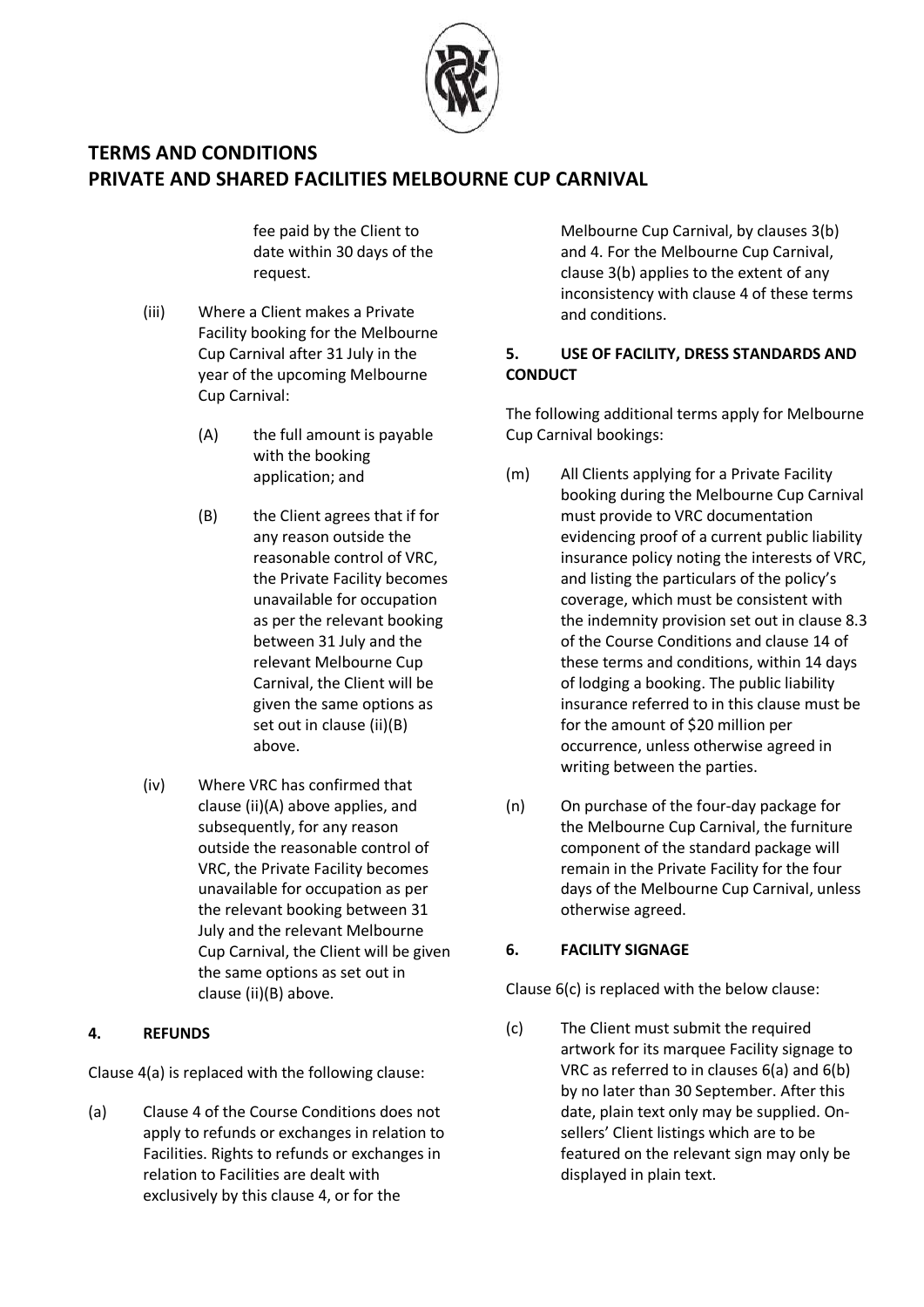fee paid by the Client to date within 30 days of the request.

(iii) Where a Client makes a Private Facility booking for the Melbourne Cup Carnival after 31 July in the year of the upcoming Melbourne Cup Carnival:

(A) the full amount is payable with the booking application; and

(B) the Client agrees that if for any reason outside the reasonable control of VRC, the Private Facility becomes unavailable for occupation as per the relevant booking between 31 July and the relevant Melbourne Cup Carnival, the Client will be given the same options as set out in clause (ii)(B) above.

(iv) Where VRC has confirmed that clause (ii)(A) above applies, and subsequently, for any reason outside the reasonable control of VRC, the Private Facility becomes unavailable for occupation as per the relevant booking between 31 July and the relevant Melbourne Cup Carnival, the Client will be given the same options as set out in clause (ii)(B) above.

## 4. REFUNDS

Clause 4(a) is replaced with the following clause:

(a) Clause 4 of the Course Conditions does not apply to refunds or exchanges in relation to Facilities. Rights to refunds or exchanges in relation to Facilities are dealt with exclusively by this clause 4, or for the Melbourne Cup Carnival, by clauses 3(b) and 4. For the Melbourne Cup Carnival, clause 3(b) applies to the extent of any inconsistency with clause 4 of these terms and conditions.

## 5. USE OF FACILITY, DRESS STANDARDS AND CONDUCT

The following additional terms apply for Melbourne Cup Carnival bookings:

(m) All Clients applying for a Private Facility booking during the Melbourne Cup Carnival must provide to VRC documentation evidencing proof of a current public liability insurance policy noting the interests of VRC, and listing the particulars of the policy's coverage, which must be consistent with the indemnity provision set out in clause 8.3 of the Course Conditions and clause 14 of these terms and conditions, within 14 days of lodging a booking. The public liability insurance referred to in this clause must be for the amount of $20 million per occurrence, unless otherwise agreed in writing between the parties.

(n) On purchase of the four-day package for the Melbourne Cup Carnival, the furniture component of the standard package will remain in the Private Facility for the four days of the Melbourne Cup Carnival, unless otherwise agreed.

## 6. FACILITY SIGNAGE

Clause 6(c) is replaced with the below clause:

(c) The Client must submit the required artwork for its marquee Facility signage to VRC as referred to in clauses 6(a) and 6(b) by no later than 30 September. After this date, plain text only may be supplied. On-sellers' Client listings which are to be featured on the relevant sign may only be displayed in plain text.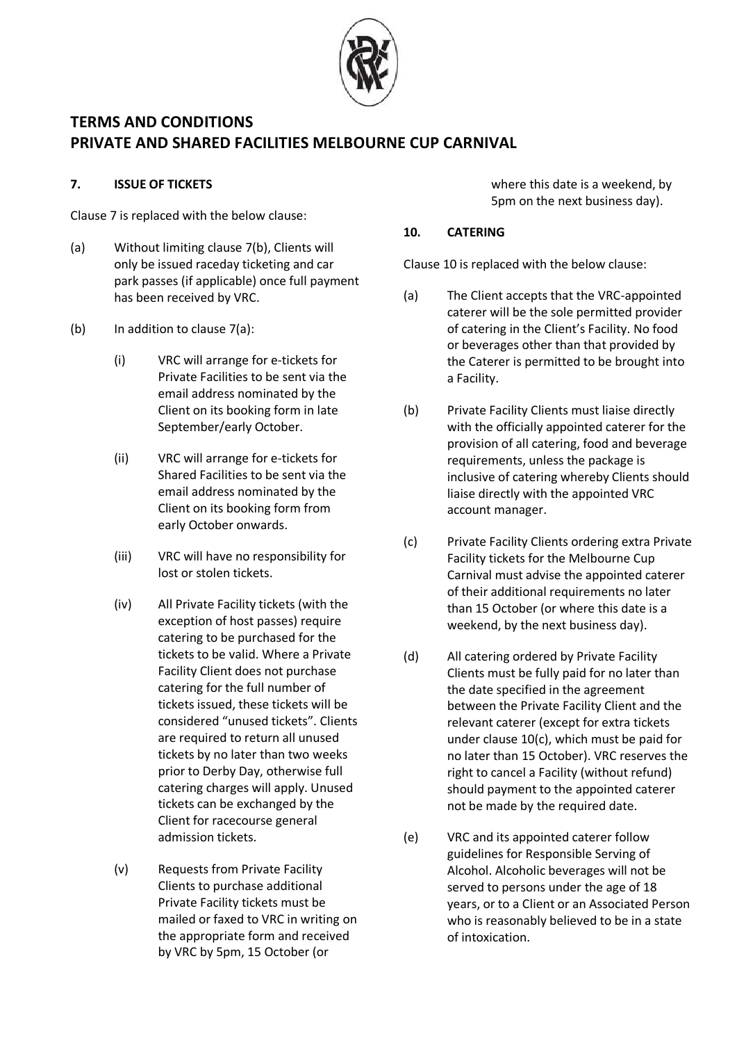# TERMS AND CONDITIONS
# PRIVATE AND SHARED FACILITIES MELBOURNE CUP CARNIVAL

## 7. ISSUE OF TICKETS

Clause 7 is replaced with the below clause:

(a) Without limiting clause 7(b), Clients will only be issued raceday ticketing and car park passes (if applicable) once full payment has been received by VRC.

(b) In addition to clause 7(a):

   (i) VRC will arrange for e-tickets for Private Facilities to be sent via the email address nominated by the Client on its booking form in late September/early October.

   (ii) VRC will arrange for e-tickets for Shared Facilities to be sent via the email address nominated by the Client on its booking form from early October onwards.

   (iii) VRC will have no responsibility for lost or stolen tickets.

   (iv) All Private Facility tickets (with the exception of host passes) require catering to be purchased for the tickets to be valid. Where a Private Facility Client does not purchase catering for the full number of tickets issued, these tickets will be considered "unused tickets". Clients are required to return all unused tickets by no later than two weeks prior to Derby Day, otherwise full catering charges will apply. Unused tickets can be exchanged by the Client for racecourse general admission tickets.

   (v) Requests from Private Facility Clients to purchase additional Private Facility tickets must be mailed or faxed to VRC in writing on the appropriate form and received by VRC by 5pm, 15 October (or where this date is a weekend, by 5pm on the next business day).

## 10. CATERING

Clause 10 is replaced with the below clause:

(a) The Client accepts that the VRC-appointed caterer will be the sole permitted provider of catering in the Client's Facility. No food or beverages other than that provided by the Caterer is permitted to be brought into a Facility.

(b) Private Facility Clients must liaise directly with the officially appointed caterer for the provision of all catering, food and beverage requirements, unless the package is inclusive of catering whereby Clients should liaise directly with the appointed VRC account manager.

(c) Private Facility Clients ordering extra Private Facility tickets for the Melbourne Cup Carnival must advise the appointed caterer of their additional requirements no later than 15 October (or where this date is a weekend, by the next business day).

(d) All catering ordered by Private Facility Clients must be fully paid for no later than the date specified in the agreement between the Private Facility Client and the relevant caterer (except for extra tickets under clause 10(c), which must be paid for no later than 15 October). VRC reserves the right to cancel a Facility (without refund) should payment to the appointed caterer not be made by the required date.

(e) VRC and its appointed caterer follow guidelines for Responsible Serving of Alcohol. Alcoholic beverages will not be served to persons under the age of 18 years, or to a Client or an Associated Person who is reasonably believed to be in a state of intoxication.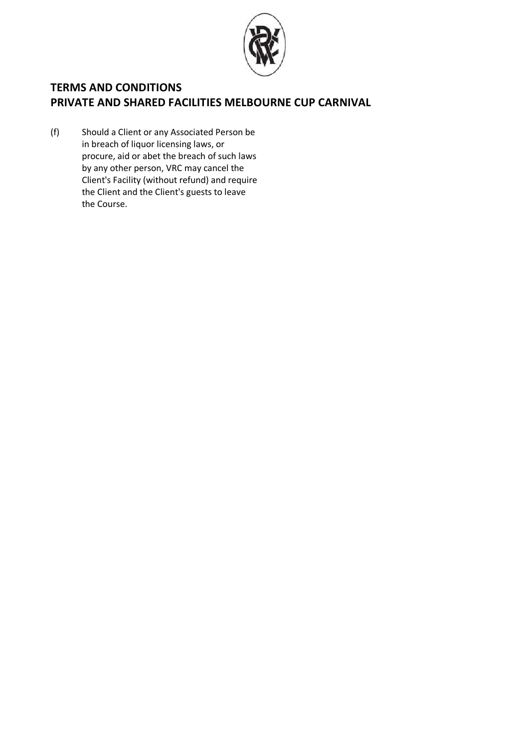# TERMS AND CONDITIONS
# PRIVATE AND SHARED FACILITIES MELBOURNE CUP CARNIVAL

(f) Should a Client or any Associated Person be in breach of liquor licensing laws, or procure, aid or abet the breach of such laws by any other person, VRC may cancel the Client's Facility (without refund) and require the Client and the Client's guests to leave the Course.